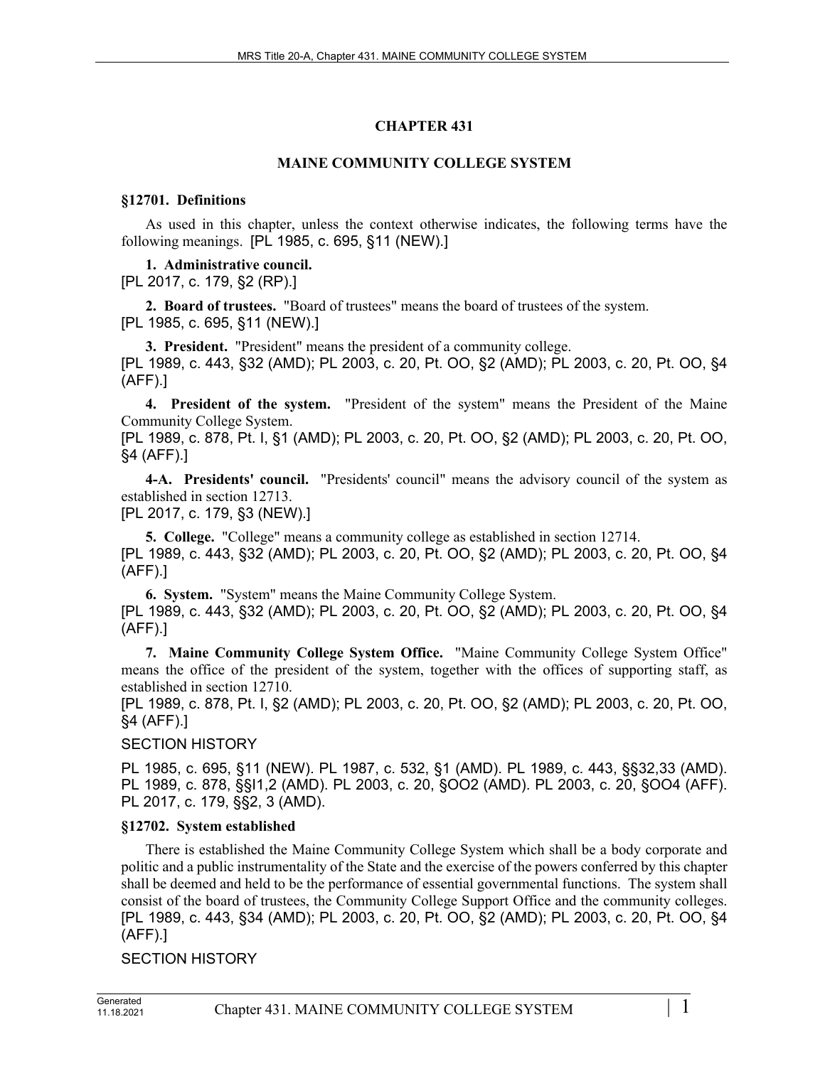# CHAPTER 431

## MAINE COMMUNITY COLLEGE SYSTEM

### §12701. Definitions

As used in this chapter, unless the context otherwise indicates, the following terms have the following meanings. [PL 1985, c. 695, §11 (NEW).]

**1. Administrative council.**
[PL 2017, c. 179, §2 (RP).]

**2. Board of trustees.** "Board of trustees" means the board of trustees of the system.
[PL 1985, c. 695, §11 (NEW).]

**3. President.** "President" means the president of a community college.
[PL 1989, c. 443, §32 (AMD); PL 2003, c. 20, Pt. OO, §2 (AMD); PL 2003, c. 20, Pt. OO, §4 (AFF).]

**4. President of the system.** "President of the system" means the President of the Maine Community College System.
[PL 1989, c. 878, Pt. I, §1 (AMD); PL 2003, c. 20, Pt. OO, §2 (AMD); PL 2003, c. 20, Pt. OO, §4 (AFF).]

**4-A. Presidents' council.** "Presidents' council" means the advisory council of the system as established in section 12713.
[PL 2017, c. 179, §3 (NEW).]

**5. College.** "College" means a community college as established in section 12714.
[PL 1989, c. 443, §32 (AMD); PL 2003, c. 20, Pt. OO, §2 (AMD); PL 2003, c. 20, Pt. OO, §4 (AFF).]

**6. System.** "System" means the Maine Community College System.
[PL 1989, c. 443, §32 (AMD); PL 2003, c. 20, Pt. OO, §2 (AMD); PL 2003, c. 20, Pt. OO, §4 (AFF).]

**7. Maine Community College System Office.** "Maine Community College System Office" means the office of the president of the system, together with the offices of supporting staff, as established in section 12710.
[PL 1989, c. 878, Pt. I, §2 (AMD); PL 2003, c. 20, Pt. OO, §2 (AMD); PL 2003, c. 20, Pt. OO, §4 (AFF).]

SECTION HISTORY

PL 1985, c. 695, §11 (NEW). PL 1987, c. 532, §1 (AMD). PL 1989, c. 443, §§32,33 (AMD). PL 1989, c. 878, §§I1,2 (AMD). PL 2003, c. 20, §OO2 (AMD). PL 2003, c. 20, §OO4 (AFF). PL 2017, c. 179, §§2, 3 (AMD).

### §12702. System established

There is established the Maine Community College System which shall be a body corporate and politic and a public instrumentality of the State and the exercise of the powers conferred by this chapter shall be deemed and held to be the performance of essential governmental functions. The system shall consist of the board of trustees, the Community College Support Office and the community colleges.
[PL 1989, c. 443, §34 (AMD); PL 2003, c. 20, Pt. OO, §2 (AMD); PL 2003, c. 20, Pt. OO, §4 (AFF).]

SECTION HISTORY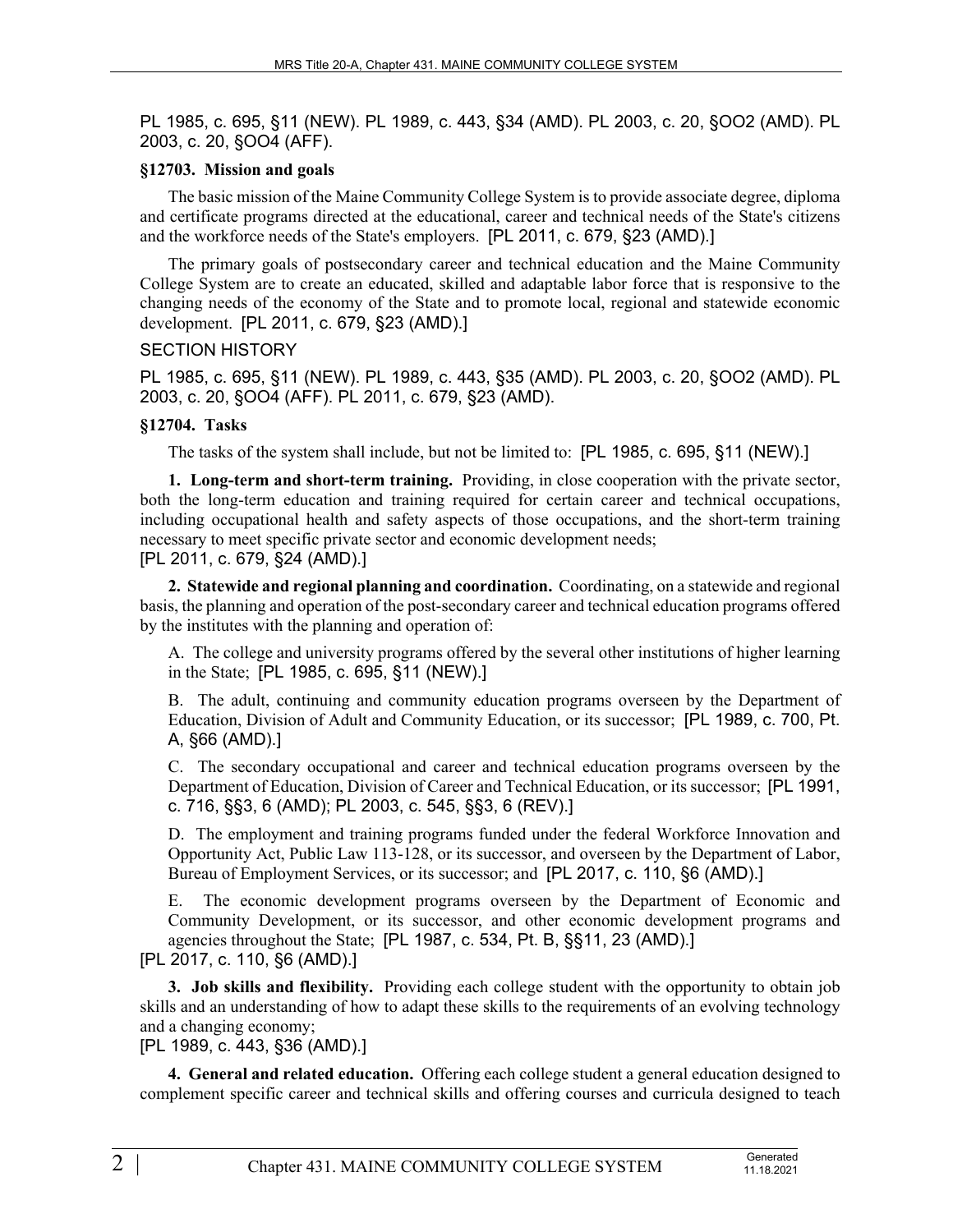PL 1985, c. 695, §11 (NEW). PL 1989, c. 443, §34 (AMD). PL 2003, c. 20, §OO2 (AMD). PL 2003, c. 20, §OO4 (AFF).

**§12703. Mission and goals**

The basic mission of the Maine Community College System is to provide associate degree, diploma and certificate programs directed at the educational, career and technical needs of the State's citizens and the workforce needs of the State's employers. [PL 2011, c. 679, §23 (AMD).]

The primary goals of postsecondary career and technical education and the Maine Community College System are to create an educated, skilled and adaptable labor force that is responsive to the changing needs of the economy of the State and to promote local, regional and statewide economic development. [PL 2011, c. 679, §23 (AMD).]

SECTION HISTORY

PL 1985, c. 695, §11 (NEW). PL 1989, c. 443, §35 (AMD). PL 2003, c. 20, §OO2 (AMD). PL 2003, c. 20, §OO4 (AFF). PL 2011, c. 679, §23 (AMD).

**§12704. Tasks**

The tasks of the system shall include, but not be limited to: [PL 1985, c. 695, §11 (NEW).]

**1. Long-term and short-term training.** Providing, in close cooperation with the private sector, both the long-term education and training required for certain career and technical occupations, including occupational health and safety aspects of those occupations, and the short-term training necessary to meet specific private sector and economic development needs;
[PL 2011, c. 679, §24 (AMD).]

**2. Statewide and regional planning and coordination.** Coordinating, on a statewide and regional basis, the planning and operation of the post-secondary career and technical education programs offered by the institutes with the planning and operation of:

A. The college and university programs offered by the several other institutions of higher learning in the State; [PL 1985, c. 695, §11 (NEW).]

B. The adult, continuing and community education programs overseen by the Department of Education, Division of Adult and Community Education, or its successor; [PL 1989, c. 700, Pt. A, §66 (AMD).]

C. The secondary occupational and career and technical education programs overseen by the Department of Education, Division of Career and Technical Education, or its successor; [PL 1991, c. 716, §§3, 6 (AMD); PL 2003, c. 545, §§3, 6 (REV).]

D. The employment and training programs funded under the federal Workforce Innovation and Opportunity Act, Public Law 113-128, or its successor, and overseen by the Department of Labor, Bureau of Employment Services, or its successor; and [PL 2017, c. 110, §6 (AMD).]

E. The economic development programs overseen by the Department of Economic and Community Development, or its successor, and other economic development programs and agencies throughout the State; [PL 1987, c. 534, Pt. B, §§11, 23 (AMD).]

[PL 2017, c. 110, §6 (AMD).]

**3. Job skills and flexibility.** Providing each college student with the opportunity to obtain job skills and an understanding of how to adapt these skills to the requirements of an evolving technology and a changing economy;
[PL 1989, c. 443, §36 (AMD).]

**4. General and related education.** Offering each college student a general education designed to complement specific career and technical skills and offering courses and curricula designed to teach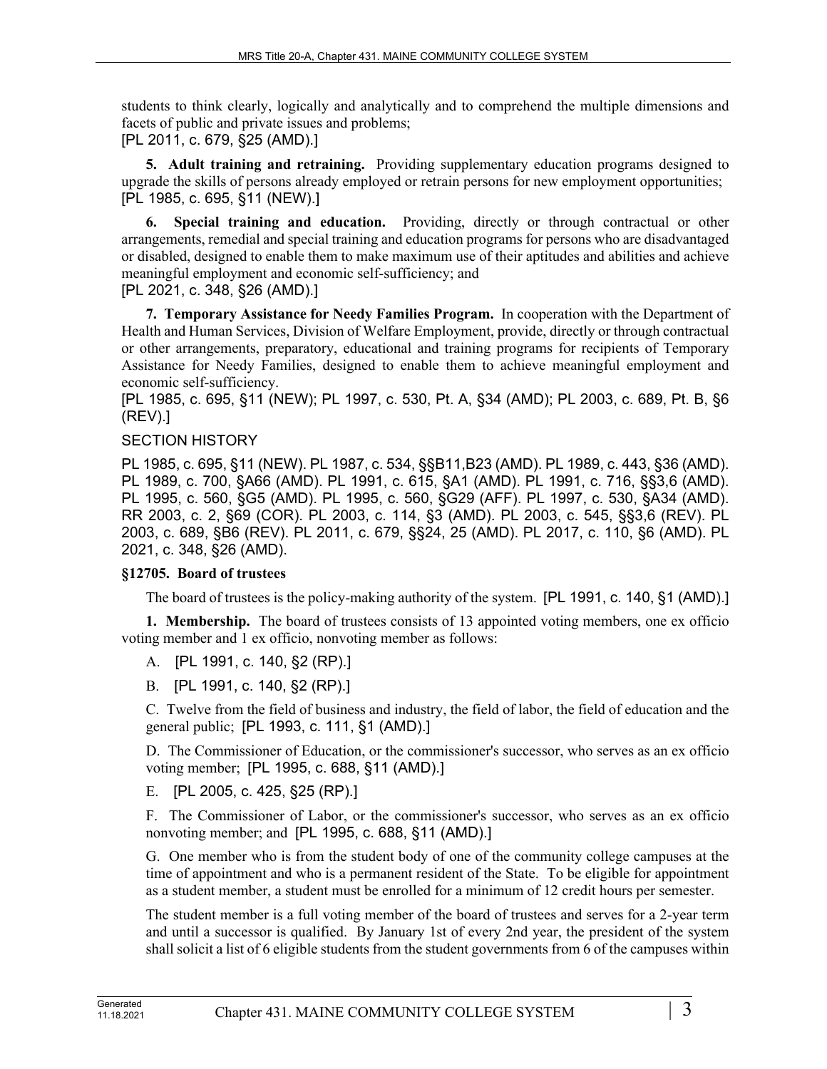students to think clearly, logically and analytically and to comprehend the multiple dimensions and facets of public and private issues and problems;
[PL 2011, c. 679, §25 (AMD).]

**5. Adult training and retraining.** Providing supplementary education programs designed to upgrade the skills of persons already employed or retrain persons for new employment opportunities;
[PL 1985, c. 695, §11 (NEW).]

**6. Special training and education.** Providing, directly or through contractual or other arrangements, remedial and special training and education programs for persons who are disadvantaged or disabled, designed to enable them to make maximum use of their aptitudes and abilities and achieve meaningful employment and economic self-sufficiency; and
[PL 2021, c. 348, §26 (AMD).]

**7. Temporary Assistance for Needy Families Program.** In cooperation with the Department of Health and Human Services, Division of Welfare Employment, provide, directly or through contractual or other arrangements, preparatory, educational and training programs for recipients of Temporary Assistance for Needy Families, designed to enable them to achieve meaningful employment and economic self-sufficiency.
[PL 1985, c. 695, §11 (NEW); PL 1997, c. 530, Pt. A, §34 (AMD); PL 2003, c. 689, Pt. B, §6 (REV).]

SECTION HISTORY

PL 1985, c. 695, §11 (NEW). PL 1987, c. 534, §§B11,B23 (AMD). PL 1989, c. 443, §36 (AMD). PL 1989, c. 700, §A66 (AMD). PL 1991, c. 615, §A1 (AMD). PL 1991, c. 716, §§3,6 (AMD). PL 1995, c. 560, §G5 (AMD). PL 1995, c. 560, §G29 (AFF). PL 1997, c. 530, §A34 (AMD). RR 2003, c. 2, §69 (COR). PL 2003, c. 114, §3 (AMD). PL 2003, c. 545, §§3,6 (REV). PL 2003, c. 689, §B6 (REV). PL 2011, c. 679, §§24, 25 (AMD). PL 2017, c. 110, §6 (AMD). PL 2021, c. 348, §26 (AMD).

**§12705. Board of trustees**

The board of trustees is the policy-making authority of the system. [PL 1991, c. 140, §1 (AMD).]

**1. Membership.** The board of trustees consists of 13 appointed voting members, one ex officio voting member and 1 ex officio, nonvoting member as follows:

A. [PL 1991, c. 140, §2 (RP).]

B. [PL 1991, c. 140, §2 (RP).]

C. Twelve from the field of business and industry, the field of labor, the field of education and the general public; [PL 1993, c. 111, §1 (AMD).]

D. The Commissioner of Education, or the commissioner's successor, who serves as an ex officio voting member; [PL 1995, c. 688, §11 (AMD).]

E. [PL 2005, c. 425, §25 (RP).]

F. The Commissioner of Labor, or the commissioner's successor, who serves as an ex officio nonvoting member; and [PL 1995, c. 688, §11 (AMD).]

G. One member who is from the student body of one of the community college campuses at the time of appointment and who is a permanent resident of the State. To be eligible for appointment as a student member, a student must be enrolled for a minimum of 12 credit hours per semester.

The student member is a full voting member of the board of trustees and serves for a 2-year term and until a successor is qualified. By January 1st of every 2nd year, the president of the system shall solicit a list of 6 eligible students from the student governments from 6 of the campuses within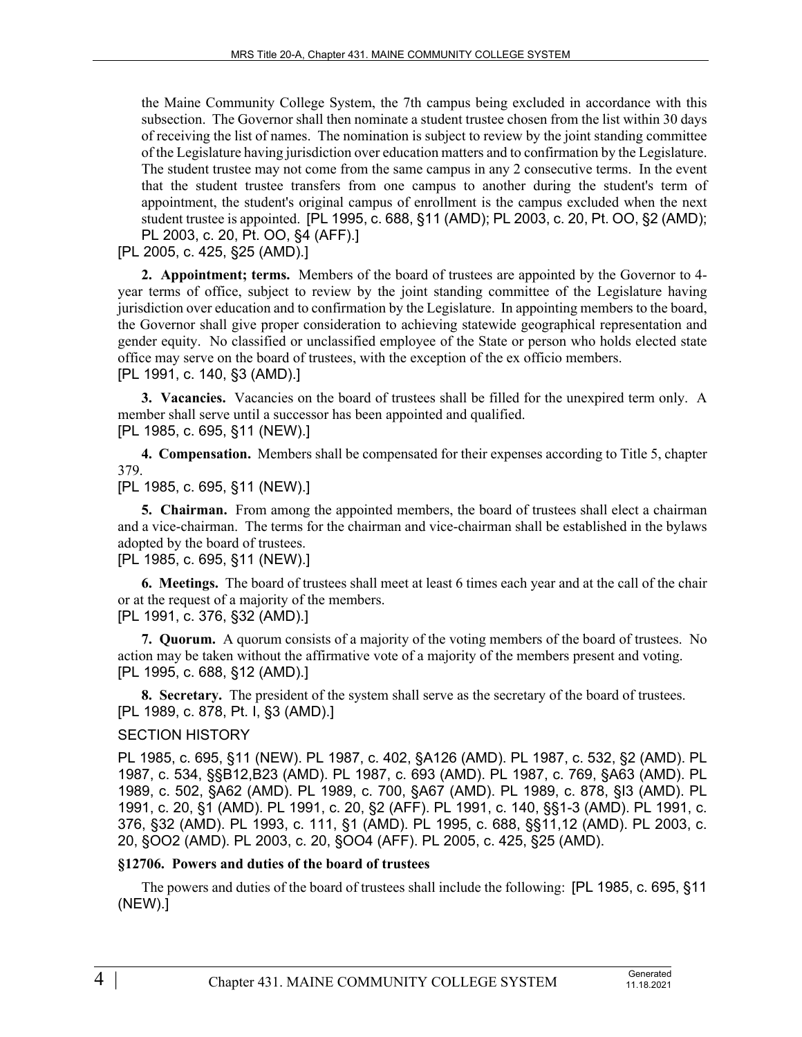the Maine Community College System, the 7th campus being excluded in accordance with this subsection. The Governor shall then nominate a student trustee chosen from the list within 30 days of receiving the list of names. The nomination is subject to review by the joint standing committee of the Legislature having jurisdiction over education matters and to confirmation by the Legislature. The student trustee may not come from the same campus in any 2 consecutive terms. In the event that the student trustee transfers from one campus to another during the student's term of appointment, the student's original campus of enrollment is the campus excluded when the next student trustee is appointed. [PL 1995, c. 688, §11 (AMD); PL 2003, c. 20, Pt. OO, §2 (AMD); PL 2003, c. 20, Pt. OO, §4 (AFF).]

[PL 2005, c. 425, §25 (AMD).]

**2. Appointment; terms.** Members of the board of trustees are appointed by the Governor to 4-year terms of office, subject to review by the joint standing committee of the Legislature having jurisdiction over education and to confirmation by the Legislature. In appointing members to the board, the Governor shall give proper consideration to achieving statewide geographical representation and gender equity. No classified or unclassified employee of the State or person who holds elected state office may serve on the board of trustees, with the exception of the ex officio members.
[PL 1991, c. 140, §3 (AMD).]

**3. Vacancies.** Vacancies on the board of trustees shall be filled for the unexpired term only. A member shall serve until a successor has been appointed and qualified.
[PL 1985, c. 695, §11 (NEW).]

**4. Compensation.** Members shall be compensated for their expenses according to Title 5, chapter 379.
[PL 1985, c. 695, §11 (NEW).]

**5. Chairman.** From among the appointed members, the board of trustees shall elect a chairman and a vice-chairman. The terms for the chairman and vice-chairman shall be established in the bylaws adopted by the board of trustees.
[PL 1985, c. 695, §11 (NEW).]

**6. Meetings.** The board of trustees shall meet at least 6 times each year and at the call of the chair or at the request of a majority of the members.
[PL 1991, c. 376, §32 (AMD).]

**7. Quorum.** A quorum consists of a majority of the voting members of the board of trustees. No action may be taken without the affirmative vote of a majority of the members present and voting.
[PL 1995, c. 688, §12 (AMD).]

**8. Secretary.** The president of the system shall serve as the secretary of the board of trustees.
[PL 1989, c. 878, Pt. I, §3 (AMD).]

SECTION HISTORY

PL 1985, c. 695, §11 (NEW). PL 1987, c. 402, §A126 (AMD). PL 1987, c. 532, §2 (AMD). PL 1987, c. 534, §§B12,B23 (AMD). PL 1987, c. 693 (AMD). PL 1987, c. 769, §A63 (AMD). PL 1989, c. 502, §A62 (AMD). PL 1989, c. 700, §A67 (AMD). PL 1989, c. 878, §I3 (AMD). PL 1991, c. 20, §1 (AMD). PL 1991, c. 20, §2 (AFF). PL 1991, c. 140, §§1-3 (AMD). PL 1991, c. 376, §32 (AMD). PL 1993, c. 111, §1 (AMD). PL 1995, c. 688, §§11,12 (AMD). PL 2003, c. 20, §OO2 (AMD). PL 2003, c. 20, §OO4 (AFF). PL 2005, c. 425, §25 (AMD).

**§12706. Powers and duties of the board of trustees**

The powers and duties of the board of trustees shall include the following: [PL 1985, c. 695, §11 (NEW).]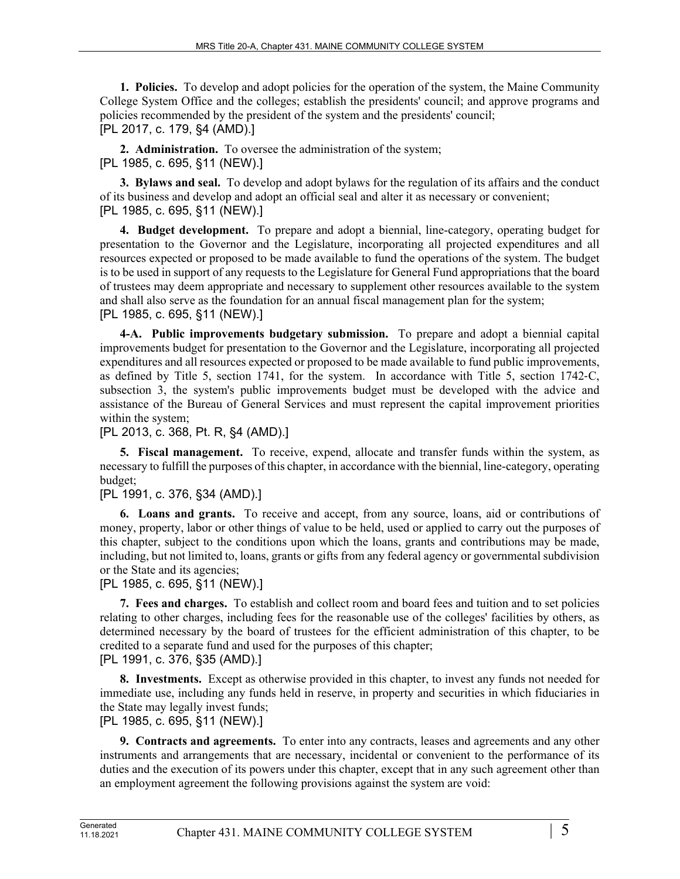**1. Policies.** To develop and adopt policies for the operation of the system, the Maine Community College System Office and the colleges; establish the presidents' council; and approve programs and policies recommended by the president of the system and the presidents' council;
[PL 2017, c. 179, §4 (AMD).]

**2. Administration.** To oversee the administration of the system;
[PL 1985, c. 695, §11 (NEW).]

**3. Bylaws and seal.** To develop and adopt bylaws for the regulation of its affairs and the conduct of its business and develop and adopt an official seal and alter it as necessary or convenient;
[PL 1985, c. 695, §11 (NEW).]

**4. Budget development.** To prepare and adopt a biennial, line-category, operating budget for presentation to the Governor and the Legislature, incorporating all projected expenditures and all resources expected or proposed to be made available to fund the operations of the system. The budget is to be used in support of any requests to the Legislature for General Fund appropriations that the board of trustees may deem appropriate and necessary to supplement other resources available to the system and shall also serve as the foundation for an annual fiscal management plan for the system;
[PL 1985, c. 695, §11 (NEW).]

**4-A. Public improvements budgetary submission.** To prepare and adopt a biennial capital improvements budget for presentation to the Governor and the Legislature, incorporating all projected expenditures and all resources expected or proposed to be made available to fund public improvements, as defined by Title 5, section 1741, for the system. In accordance with Title 5, section 1742-C, subsection 3, the system's public improvements budget must be developed with the advice and assistance of the Bureau of General Services and must represent the capital improvement priorities within the system;
[PL 2013, c. 368, Pt. R, §4 (AMD).]

**5. Fiscal management.** To receive, expend, allocate and transfer funds within the system, as necessary to fulfill the purposes of this chapter, in accordance with the biennial, line-category, operating budget;
[PL 1991, c. 376, §34 (AMD).]

**6. Loans and grants.** To receive and accept, from any source, loans, aid or contributions of money, property, labor or other things of value to be held, used or applied to carry out the purposes of this chapter, subject to the conditions upon which the loans, grants and contributions may be made, including, but not limited to, loans, grants or gifts from any federal agency or governmental subdivision or the State and its agencies;
[PL 1985, c. 695, §11 (NEW).]

**7. Fees and charges.** To establish and collect room and board fees and tuition and to set policies relating to other charges, including fees for the reasonable use of the colleges' facilities by others, as determined necessary by the board of trustees for the efficient administration of this chapter, to be credited to a separate fund and used for the purposes of this chapter;
[PL 1991, c. 376, §35 (AMD).]

**8. Investments.** Except as otherwise provided in this chapter, to invest any funds not needed for immediate use, including any funds held in reserve, in property and securities in which fiduciaries in the State may legally invest funds;
[PL 1985, c. 695, §11 (NEW).]

**9. Contracts and agreements.** To enter into any contracts, leases and agreements and any other instruments and arrangements that are necessary, incidental or convenient to the performance of its duties and the execution of its powers under this chapter, except that in any such agreement other than an employment agreement the following provisions against the system are void: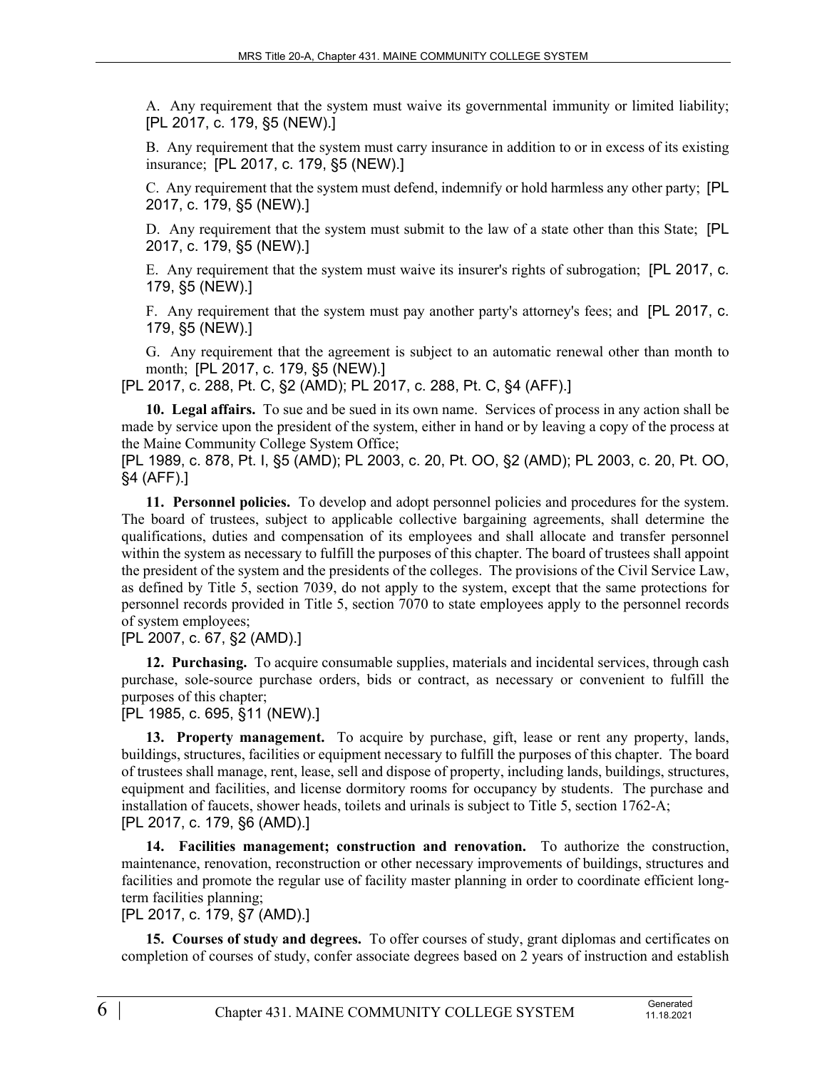A. Any requirement that the system must waive its governmental immunity or limited liability; [PL 2017, c. 179, §5 (NEW).]

B. Any requirement that the system must carry insurance in addition to or in excess of its existing insurance; [PL 2017, c. 179, §5 (NEW).]

C. Any requirement that the system must defend, indemnify or hold harmless any other party; [PL 2017, c. 179, §5 (NEW).]

D. Any requirement that the system must submit to the law of a state other than this State; [PL 2017, c. 179, §5 (NEW).]

E. Any requirement that the system must waive its insurer's rights of subrogation; [PL 2017, c. 179, §5 (NEW).]

F. Any requirement that the system must pay another party's attorney's fees; and [PL 2017, c. 179, §5 (NEW).]

G. Any requirement that the agreement is subject to an automatic renewal other than month to month; [PL 2017, c. 179, §5 (NEW).]

[PL 2017, c. 288, Pt. C, §2 (AMD); PL 2017, c. 288, Pt. C, §4 (AFF).]

**10. Legal affairs.** To sue and be sued in its own name. Services of process in any action shall be made by service upon the president of the system, either in hand or by leaving a copy of the process at the Maine Community College System Office;

[PL 1989, c. 878, Pt. I, §5 (AMD); PL 2003, c. 20, Pt. OO, §2 (AMD); PL 2003, c. 20, Pt. OO, §4 (AFF).]

**11. Personnel policies.** To develop and adopt personnel policies and procedures for the system. The board of trustees, subject to applicable collective bargaining agreements, shall determine the qualifications, duties and compensation of its employees and shall allocate and transfer personnel within the system as necessary to fulfill the purposes of this chapter. The board of trustees shall appoint the president of the system and the presidents of the colleges. The provisions of the Civil Service Law, as defined by Title 5, section 7039, do not apply to the system, except that the same protections for personnel records provided in Title 5, section 7070 to state employees apply to the personnel records of system employees;

[PL 2007, c. 67, §2 (AMD).]

**12. Purchasing.** To acquire consumable supplies, materials and incidental services, through cash purchase, sole-source purchase orders, bids or contract, as necessary or convenient to fulfill the purposes of this chapter;

[PL 1985, c. 695, §11 (NEW).]

**13. Property management.** To acquire by purchase, gift, lease or rent any property, lands, buildings, structures, facilities or equipment necessary to fulfill the purposes of this chapter. The board of trustees shall manage, rent, lease, sell and dispose of property, including lands, buildings, structures, equipment and facilities, and license dormitory rooms for occupancy by students. The purchase and installation of faucets, shower heads, toilets and urinals is subject to Title 5, section 1762-A;

[PL 2017, c. 179, §6 (AMD).]

**14. Facilities management; construction and renovation.** To authorize the construction, maintenance, renovation, reconstruction or other necessary improvements of buildings, structures and facilities and promote the regular use of facility master planning in order to coordinate efficient long-term facilities planning;

[PL 2017, c. 179, §7 (AMD).]

**15. Courses of study and degrees.** To offer courses of study, grant diplomas and certificates on completion of courses of study, confer associate degrees based on 2 years of instruction and establish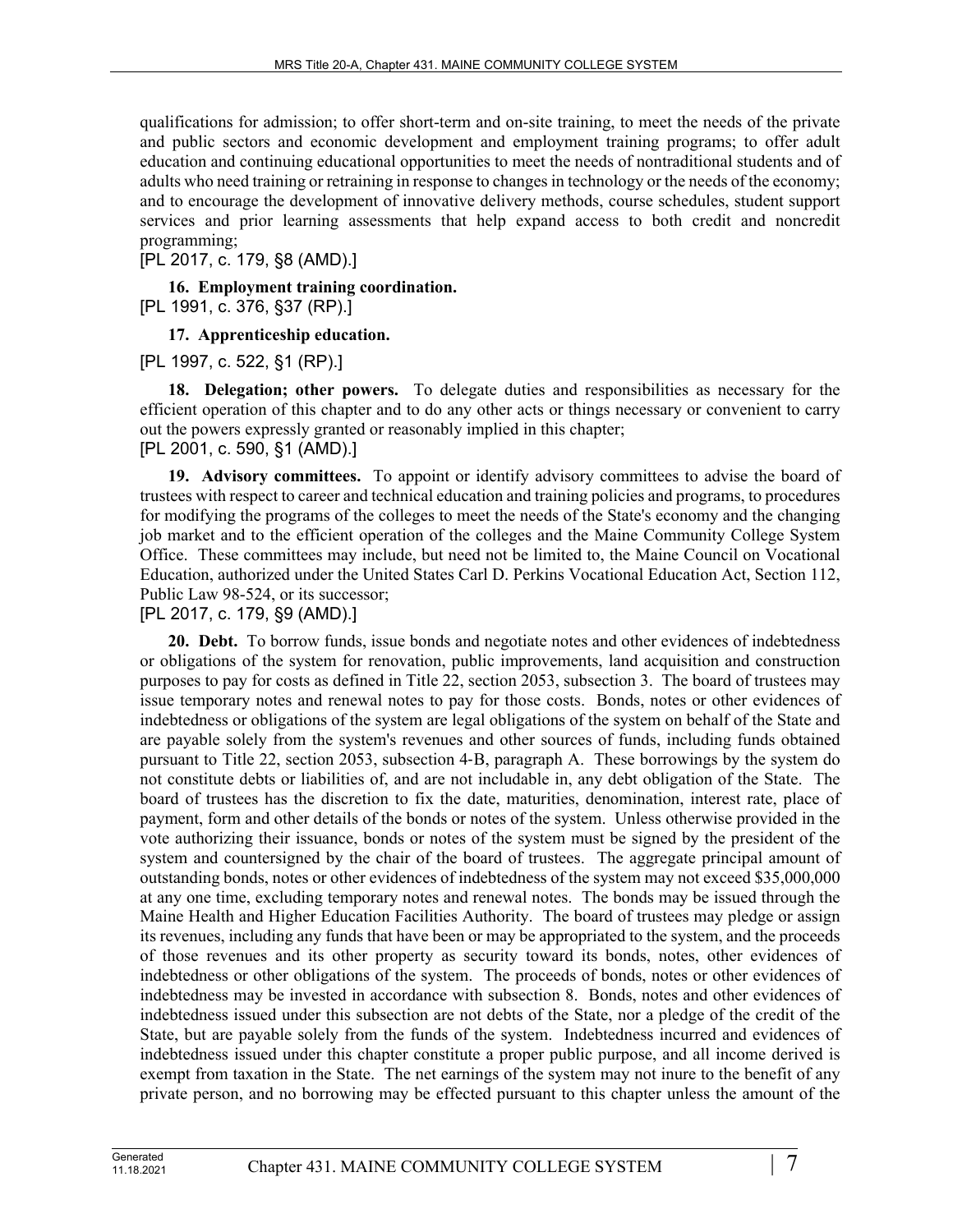qualifications for admission; to offer short-term and on-site training, to meet the needs of the private and public sectors and economic development and employment training programs; to offer adult education and continuing educational opportunities to meet the needs of nontraditional students and of adults who need training or retraining in response to changes in technology or the needs of the economy; and to encourage the development of innovative delivery methods, course schedules, student support services and prior learning assessments that help expand access to both credit and noncredit programming;

[PL 2017, c. 179, §8 (AMD).]

**16. Employment training coordination.**

[PL 1991, c. 376, §37 (RP).]

**17. Apprenticeship education.**

[PL 1997, c. 522, §1 (RP).]

**18. Delegation; other powers.** To delegate duties and responsibilities as necessary for the efficient operation of this chapter and to do any other acts or things necessary or convenient to carry out the powers expressly granted or reasonably implied in this chapter;

[PL 2001, c. 590, §1 (AMD).]

**19. Advisory committees.** To appoint or identify advisory committees to advise the board of trustees with respect to career and technical education and training policies and programs, to procedures for modifying the programs of the colleges to meet the needs of the State's economy and the changing job market and to the efficient operation of the colleges and the Maine Community College System Office. These committees may include, but need not be limited to, the Maine Council on Vocational Education, authorized under the United States Carl D. Perkins Vocational Education Act, Section 112, Public Law 98-524, or its successor;

[PL 2017, c. 179, §9 (AMD).]

**20. Debt.** To borrow funds, issue bonds and negotiate notes and other evidences of indebtedness or obligations of the system for renovation, public improvements, land acquisition and construction purposes to pay for costs as defined in Title 22, section 2053, subsection 3. The board of trustees may issue temporary notes and renewal notes to pay for those costs. Bonds, notes or other evidences of indebtedness or obligations of the system are legal obligations of the system on behalf of the State and are payable solely from the system's revenues and other sources of funds, including funds obtained pursuant to Title 22, section 2053, subsection 4-B, paragraph A. These borrowings by the system do not constitute debts or liabilities of, and are not includable in, any debt obligation of the State. The board of trustees has the discretion to fix the date, maturities, denomination, interest rate, place of payment, form and other details of the bonds or notes of the system. Unless otherwise provided in the vote authorizing their issuance, bonds or notes of the system must be signed by the president of the system and countersigned by the chair of the board of trustees. The aggregate principal amount of outstanding bonds, notes or other evidences of indebtedness of the system may not exceed $35,000,000 at any one time, excluding temporary notes and renewal notes. The bonds may be issued through the Maine Health and Higher Education Facilities Authority. The board of trustees may pledge or assign its revenues, including any funds that have been or may be appropriated to the system, and the proceeds of those revenues and its other property as security toward its bonds, notes, other evidences of indebtedness or other obligations of the system. The proceeds of bonds, notes or other evidences of indebtedness may be invested in accordance with subsection 8. Bonds, notes and other evidences of indebtedness issued under this subsection are not debts of the State, nor a pledge of the credit of the State, but are payable solely from the funds of the system. Indebtedness incurred and evidences of indebtedness issued under this chapter constitute a proper public purpose, and all income derived is exempt from taxation in the State. The net earnings of the system may not inure to the benefit of any private person, and no borrowing may be effected pursuant to this chapter unless the amount of the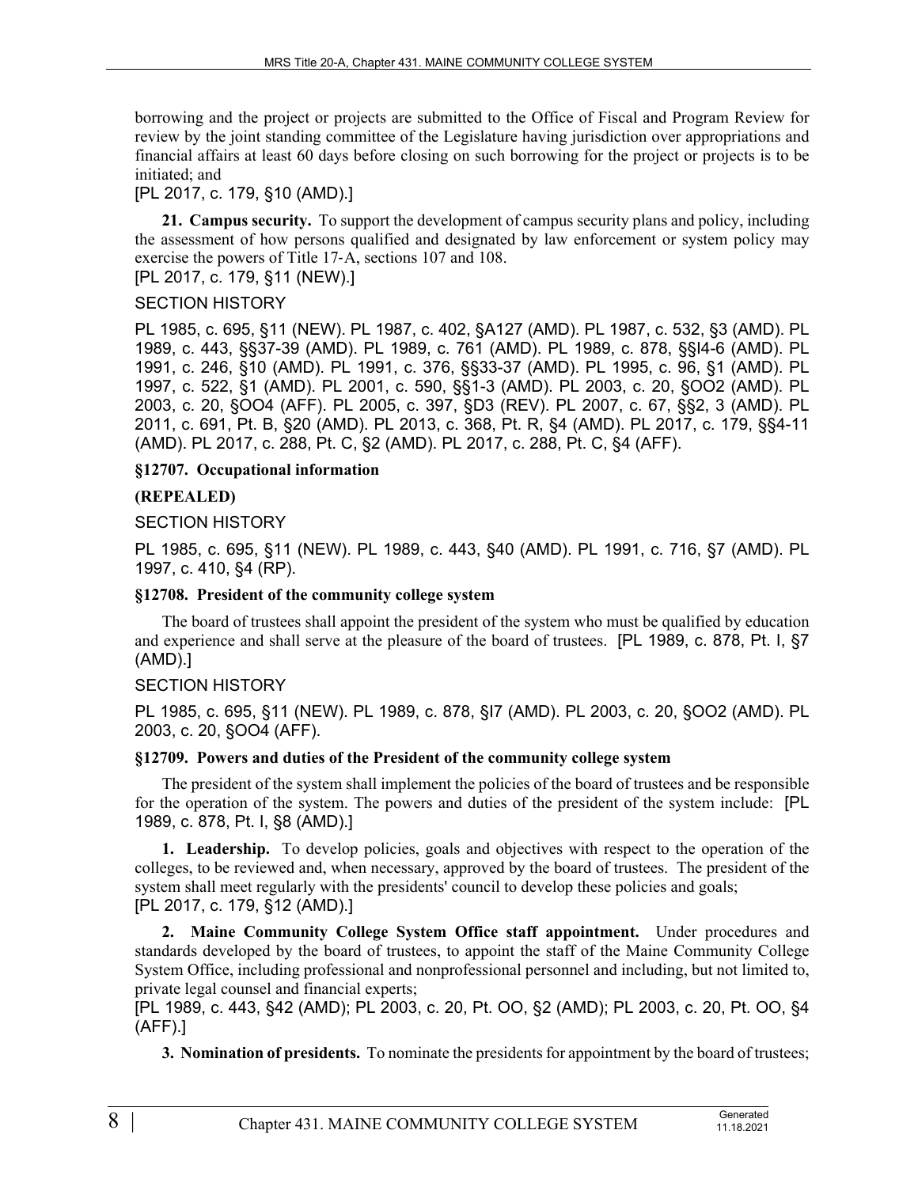borrowing and the project or projects are submitted to the Office of Fiscal and Program Review for review by the joint standing committee of the Legislature having jurisdiction over appropriations and financial affairs at least 60 days before closing on such borrowing for the project or projects is to be initiated; and

[PL 2017, c. 179, §10 (AMD).]

**21. Campus security.** To support the development of campus security plans and policy, including the assessment of how persons qualified and designated by law enforcement or system policy may exercise the powers of Title 17-A, sections 107 and 108.

[PL 2017, c. 179, §11 (NEW).]

SECTION HISTORY

PL 1985, c. 695, §11 (NEW). PL 1987, c. 402, §A127 (AMD). PL 1987, c. 532, §3 (AMD). PL 1989, c. 443, §§37-39 (AMD). PL 1989, c. 761 (AMD). PL 1989, c. 878, §§I4-6 (AMD). PL 1991, c. 246, §10 (AMD). PL 1991, c. 376, §§33-37 (AMD). PL 1995, c. 96, §1 (AMD). PL 1997, c. 522, §1 (AMD). PL 2001, c. 590, §§1-3 (AMD). PL 2003, c. 20, §OO2 (AMD). PL 2003, c. 20, §OO4 (AFF). PL 2005, c. 397, §D3 (REV). PL 2007, c. 67, §§2, 3 (AMD). PL 2011, c. 691, Pt. B, §20 (AMD). PL 2013, c. 368, Pt. R, §4 (AMD). PL 2017, c. 179, §§4-11 (AMD). PL 2017, c. 288, Pt. C, §2 (AMD). PL 2017, c. 288, Pt. C, §4 (AFF).

### §12707. Occupational information

### (REPEALED)

SECTION HISTORY

PL 1985, c. 695, §11 (NEW). PL 1989, c. 443, §40 (AMD). PL 1991, c. 716, §7 (AMD). PL 1997, c. 410, §4 (RP).

### §12708. President of the community college system

The board of trustees shall appoint the president of the system who must be qualified by education and experience and shall serve at the pleasure of the board of trustees. [PL 1989, c. 878, Pt. I, §7 (AMD).]

SECTION HISTORY

PL 1985, c. 695, §11 (NEW). PL 1989, c. 878, §I7 (AMD). PL 2003, c. 20, §OO2 (AMD). PL 2003, c. 20, §OO4 (AFF).

### §12709. Powers and duties of the President of the community college system

The president of the system shall implement the policies of the board of trustees and be responsible for the operation of the system. The powers and duties of the president of the system include: [PL 1989, c. 878, Pt. I, §8 (AMD).]

**1. Leadership.** To develop policies, goals and objectives with respect to the operation of the colleges, to be reviewed and, when necessary, approved by the board of trustees. The president of the system shall meet regularly with the presidents' council to develop these policies and goals;

[PL 2017, c. 179, §12 (AMD).]

**2. Maine Community College System Office staff appointment.** Under procedures and standards developed by the board of trustees, to appoint the staff of the Maine Community College System Office, including professional and nonprofessional personnel and including, but not limited to, private legal counsel and financial experts;

[PL 1989, c. 443, §42 (AMD); PL 2003, c. 20, Pt. OO, §2 (AMD); PL 2003, c. 20, Pt. OO, §4 (AFF).]

**3. Nomination of presidents.** To nominate the presidents for appointment by the board of trustees;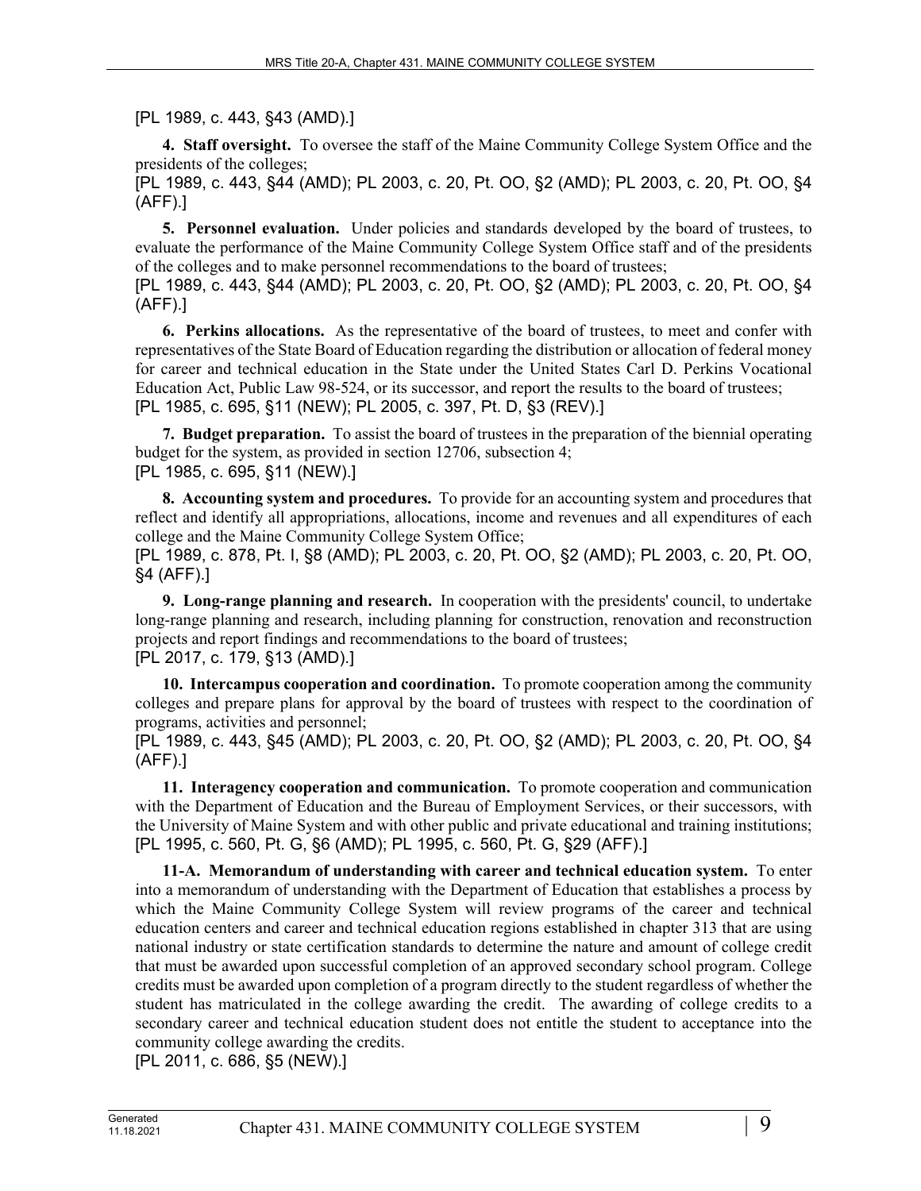[PL 1989, c. 443, §43 (AMD).]

**4. Staff oversight.** To oversee the staff of the Maine Community College System Office and the presidents of the colleges;

[PL 1989, c. 443, §44 (AMD); PL 2003, c. 20, Pt. OO, §2 (AMD); PL 2003, c. 20, Pt. OO, §4 (AFF).]

**5. Personnel evaluation.** Under policies and standards developed by the board of trustees, to evaluate the performance of the Maine Community College System Office staff and of the presidents of the colleges and to make personnel recommendations to the board of trustees;

[PL 1989, c. 443, §44 (AMD); PL 2003, c. 20, Pt. OO, §2 (AMD); PL 2003, c. 20, Pt. OO, §4 (AFF).]

**6. Perkins allocations.** As the representative of the board of trustees, to meet and confer with representatives of the State Board of Education regarding the distribution or allocation of federal money for career and technical education in the State under the United States Carl D. Perkins Vocational Education Act, Public Law 98-524, or its successor, and report the results to the board of trustees;

[PL 1985, c. 695, §11 (NEW); PL 2005, c. 397, Pt. D, §3 (REV).]

**7. Budget preparation.** To assist the board of trustees in the preparation of the biennial operating budget for the system, as provided in section 12706, subsection 4;

[PL 1985, c. 695, §11 (NEW).]

**8. Accounting system and procedures.** To provide for an accounting system and procedures that reflect and identify all appropriations, allocations, income and revenues and all expenditures of each college and the Maine Community College System Office;

[PL 1989, c. 878, Pt. I, §8 (AMD); PL 2003, c. 20, Pt. OO, §2 (AMD); PL 2003, c. 20, Pt. OO, §4 (AFF).]

**9. Long-range planning and research.** In cooperation with the presidents' council, to undertake long-range planning and research, including planning for construction, renovation and reconstruction projects and report findings and recommendations to the board of trustees;

[PL 2017, c. 179, §13 (AMD).]

**10. Intercampus cooperation and coordination.** To promote cooperation among the community colleges and prepare plans for approval by the board of trustees with respect to the coordination of programs, activities and personnel;

[PL 1989, c. 443, §45 (AMD); PL 2003, c. 20, Pt. OO, §2 (AMD); PL 2003, c. 20, Pt. OO, §4 (AFF).]

**11. Interagency cooperation and communication.** To promote cooperation and communication with the Department of Education and the Bureau of Employment Services, or their successors, with the University of Maine System and with other public and private educational and training institutions;

[PL 1995, c. 560, Pt. G, §6 (AMD); PL 1995, c. 560, Pt. G, §29 (AFF).]

**11-A. Memorandum of understanding with career and technical education system.** To enter into a memorandum of understanding with the Department of Education that establishes a process by which the Maine Community College System will review programs of the career and technical education centers and career and technical education regions established in chapter 313 that are using national industry or state certification standards to determine the nature and amount of college credit that must be awarded upon successful completion of an approved secondary school program. College credits must be awarded upon completion of a program directly to the student regardless of whether the student has matriculated in the college awarding the credit. The awarding of college credits to a secondary career and technical education student does not entitle the student to acceptance into the community college awarding the credits.

[PL 2011, c. 686, §5 (NEW).]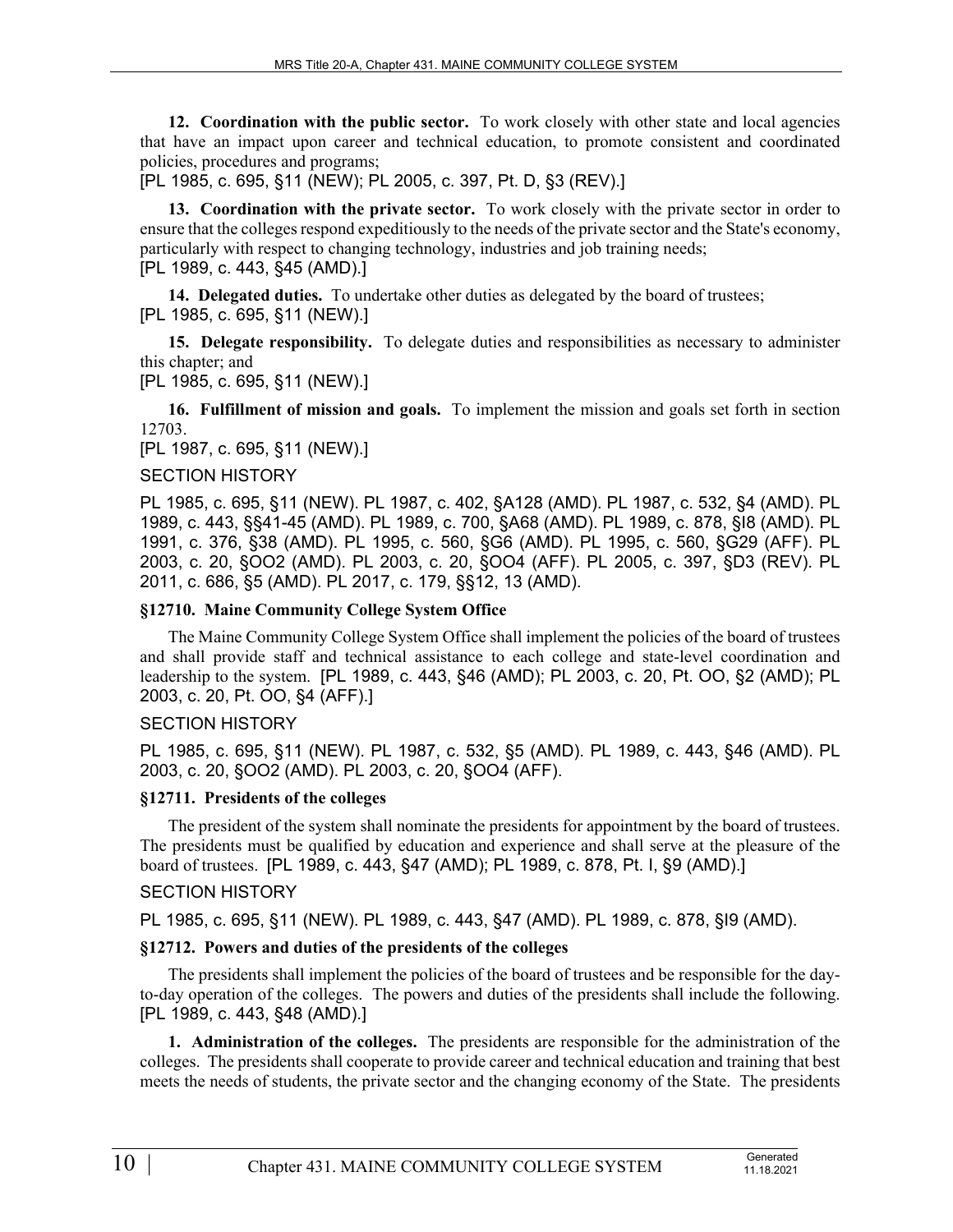**12. Coordination with the public sector.** To work closely with other state and local agencies that have an impact upon career and technical education, to promote consistent and coordinated policies, procedures and programs;

[PL 1985, c. 695, §11 (NEW); PL 2005, c. 397, Pt. D, §3 (REV).]

**13. Coordination with the private sector.** To work closely with the private sector in order to ensure that the colleges respond expeditiously to the needs of the private sector and the State's economy, particularly with respect to changing technology, industries and job training needs;

[PL 1989, c. 443, §45 (AMD).]

**14. Delegated duties.** To undertake other duties as delegated by the board of trustees;

[PL 1985, c. 695, §11 (NEW).]

**15. Delegate responsibility.** To delegate duties and responsibilities as necessary to administer this chapter; and

[PL 1985, c. 695, §11 (NEW).]

**16. Fulfillment of mission and goals.** To implement the mission and goals set forth in section 12703.

[PL 1987, c. 695, §11 (NEW).]

SECTION HISTORY

PL 1985, c. 695, §11 (NEW). PL 1987, c. 402, §A128 (AMD). PL 1987, c. 532, §4 (AMD). PL 1989, c. 443, §§41-45 (AMD). PL 1989, c. 700, §A68 (AMD). PL 1989, c. 878, §I8 (AMD). PL 1991, c. 376, §38 (AMD). PL 1995, c. 560, §G6 (AMD). PL 1995, c. 560, §G29 (AFF). PL 2003, c. 20, §OO2 (AMD). PL 2003, c. 20, §OO4 (AFF). PL 2005, c. 397, §D3 (REV). PL 2011, c. 686, §5 (AMD). PL 2017, c. 179, §§12, 13 (AMD).

### §12710. Maine Community College System Office

The Maine Community College System Office shall implement the policies of the board of trustees and shall provide staff and technical assistance to each college and state-level coordination and leadership to the system. [PL 1989, c. 443, §46 (AMD); PL 2003, c. 20, Pt. OO, §2 (AMD); PL 2003, c. 20, Pt. OO, §4 (AFF).]

SECTION HISTORY

PL 1985, c. 695, §11 (NEW). PL 1987, c. 532, §5 (AMD). PL 1989, c. 443, §46 (AMD). PL 2003, c. 20, §OO2 (AMD). PL 2003, c. 20, §OO4 (AFF).

### §12711. Presidents of the colleges

The president of the system shall nominate the presidents for appointment by the board of trustees. The presidents must be qualified by education and experience and shall serve at the pleasure of the board of trustees. [PL 1989, c. 443, §47 (AMD); PL 1989, c. 878, Pt. I, §9 (AMD).]

SECTION HISTORY

PL 1985, c. 695, §11 (NEW). PL 1989, c. 443, §47 (AMD). PL 1989, c. 878, §I9 (AMD).

### §12712. Powers and duties of the presidents of the colleges

The presidents shall implement the policies of the board of trustees and be responsible for the day-to-day operation of the colleges. The powers and duties of the presidents shall include the following. [PL 1989, c. 443, §48 (AMD).]

**1. Administration of the colleges.** The presidents are responsible for the administration of the colleges. The presidents shall cooperate to provide career and technical education and training that best meets the needs of students, the private sector and the changing economy of the State. The presidents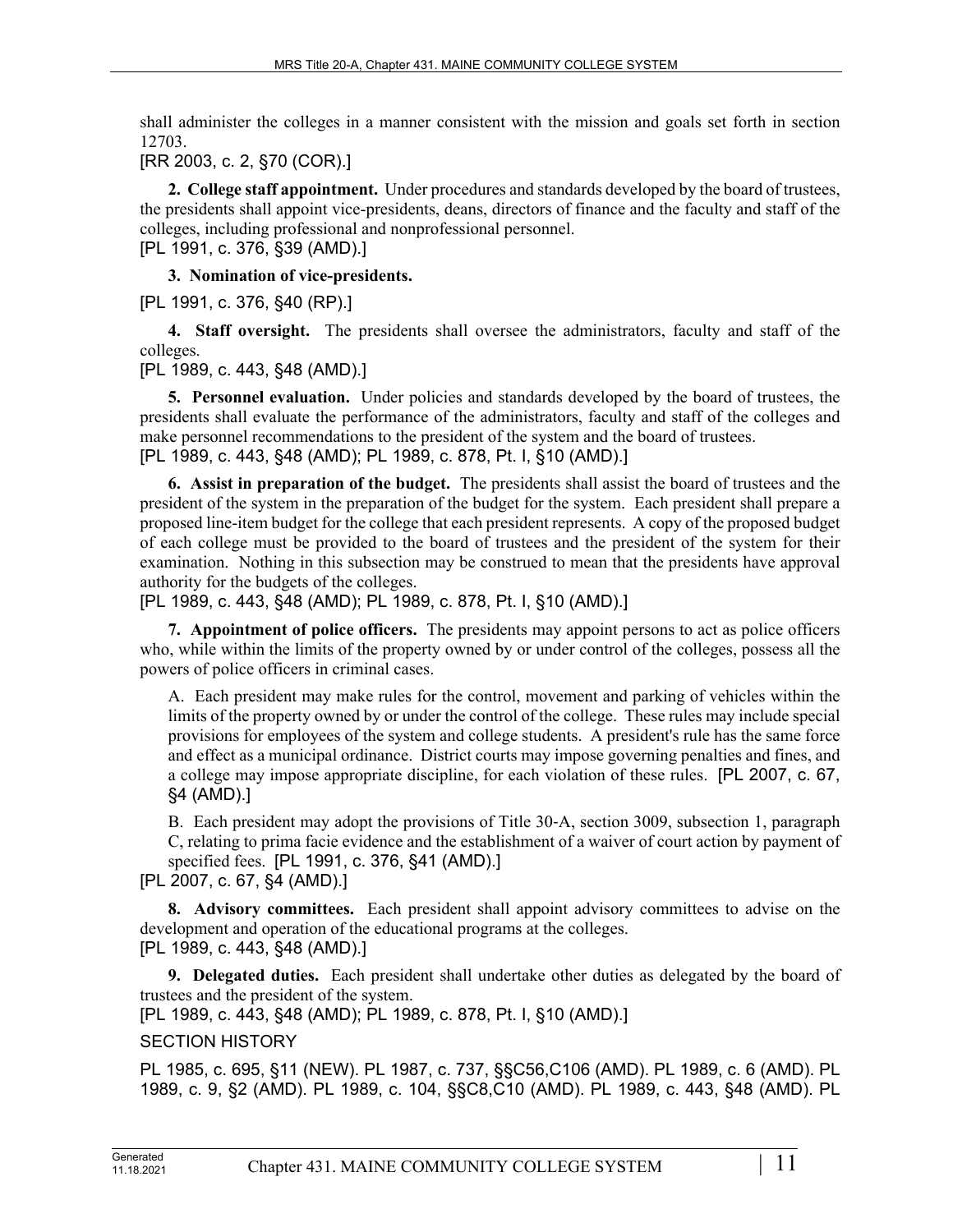shall administer the colleges in a manner consistent with the mission and goals set forth in section 12703.

[RR 2003, c. 2, §70 (COR).]

**2. College staff appointment.** Under procedures and standards developed by the board of trustees, the presidents shall appoint vice-presidents, deans, directors of finance and the faculty and staff of the colleges, including professional and nonprofessional personnel.

[PL 1991, c. 376, §39 (AMD).]

**3. Nomination of vice-presidents.**

[PL 1991, c. 376, §40 (RP).]

**4. Staff oversight.** The presidents shall oversee the administrators, faculty and staff of the colleges.

[PL 1989, c. 443, §48 (AMD).]

**5. Personnel evaluation.** Under policies and standards developed by the board of trustees, the presidents shall evaluate the performance of the administrators, faculty and staff of the colleges and make personnel recommendations to the president of the system and the board of trustees.

[PL 1989, c. 443, §48 (AMD); PL 1989, c. 878, Pt. I, §10 (AMD).]

**6. Assist in preparation of the budget.** The presidents shall assist the board of trustees and the president of the system in the preparation of the budget for the system. Each president shall prepare a proposed line-item budget for the college that each president represents. A copy of the proposed budget of each college must be provided to the board of trustees and the president of the system for their examination. Nothing in this subsection may be construed to mean that the presidents have approval authority for the budgets of the colleges.

[PL 1989, c. 443, §48 (AMD); PL 1989, c. 878, Pt. I, §10 (AMD).]

**7. Appointment of police officers.** The presidents may appoint persons to act as police officers who, while within the limits of the property owned by or under control of the colleges, possess all the powers of police officers in criminal cases.

A. Each president may make rules for the control, movement and parking of vehicles within the limits of the property owned by or under the control of the college. These rules may include special provisions for employees of the system and college students. A president's rule has the same force and effect as a municipal ordinance. District courts may impose governing penalties and fines, and a college may impose appropriate discipline, for each violation of these rules. [PL 2007, c. 67, §4 (AMD).]

B. Each president may adopt the provisions of Title 30-A, section 3009, subsection 1, paragraph C, relating to prima facie evidence and the establishment of a waiver of court action by payment of specified fees. [PL 1991, c. 376, §41 (AMD).]

[PL 2007, c. 67, §4 (AMD).]

**8. Advisory committees.** Each president shall appoint advisory committees to advise on the development and operation of the educational programs at the colleges.

[PL 1989, c. 443, §48 (AMD).]

**9. Delegated duties.** Each president shall undertake other duties as delegated by the board of trustees and the president of the system.

[PL 1989, c. 443, §48 (AMD); PL 1989, c. 878, Pt. I, §10 (AMD).]

SECTION HISTORY

PL 1985, c. 695, §11 (NEW). PL 1987, c. 737, §§C56,C106 (AMD). PL 1989, c. 6 (AMD). PL 1989, c. 9, §2 (AMD). PL 1989, c. 104, §§C8,C10 (AMD). PL 1989, c. 443, §48 (AMD). PL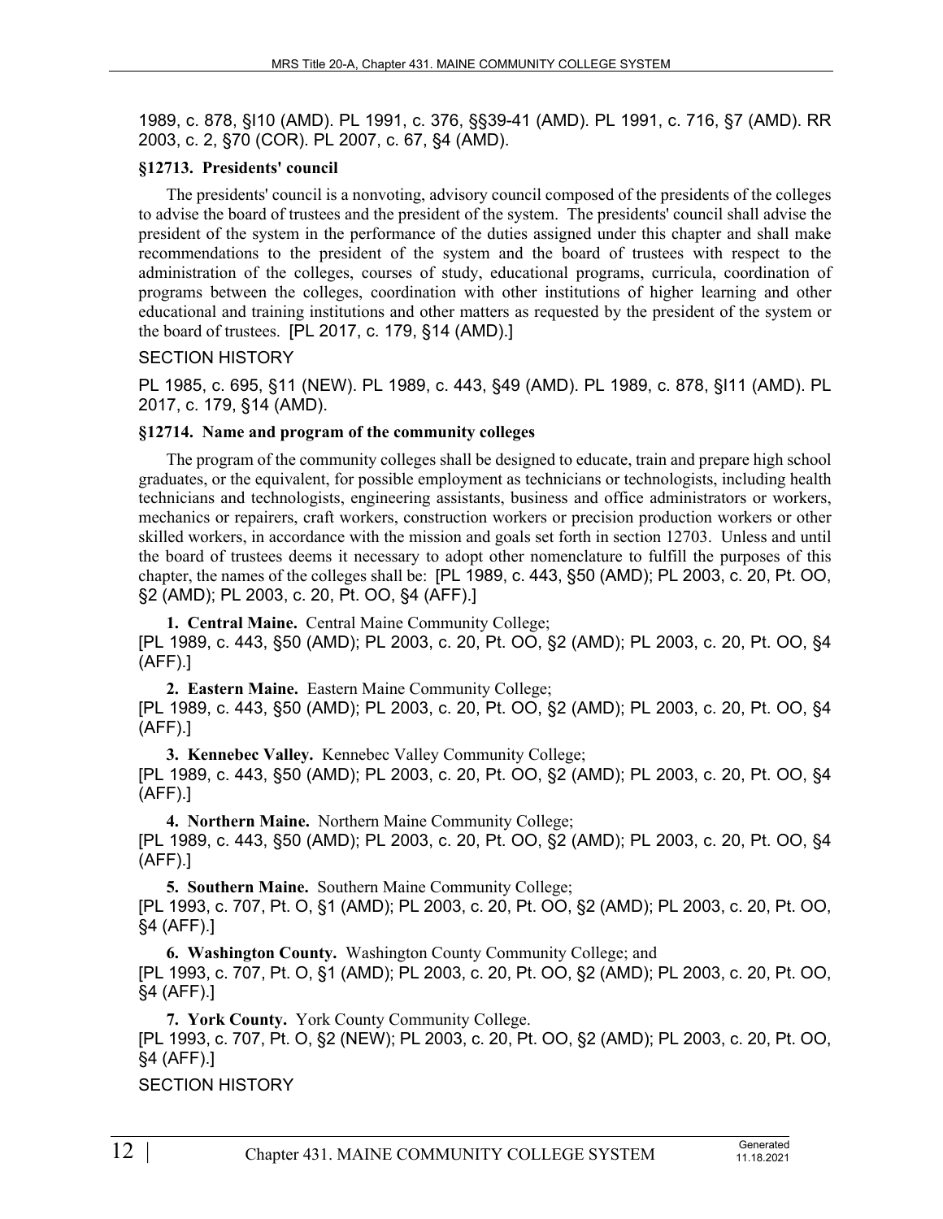1989, c. 878, §I10 (AMD). PL 1991, c. 376, §§39-41 (AMD). PL 1991, c. 716, §7 (AMD). RR 2003, c. 2, §70 (COR). PL 2007, c. 67, §4 (AMD).

### §12713. Presidents' council

The presidents' council is a nonvoting, advisory council composed of the presidents of the colleges to advise the board of trustees and the president of the system. The presidents' council shall advise the president of the system in the performance of the duties assigned under this chapter and shall make recommendations to the president of the system and the board of trustees with respect to the administration of the colleges, courses of study, educational programs, curricula, coordination of programs between the colleges, coordination with other institutions of higher learning and other educational and training institutions and other matters as requested by the president of the system or the board of trustees. [PL 2017, c. 179, §14 (AMD).]

SECTION HISTORY

PL 1985, c. 695, §11 (NEW). PL 1989, c. 443, §49 (AMD). PL 1989, c. 878, §I11 (AMD). PL 2017, c. 179, §14 (AMD).

### §12714. Name and program of the community colleges

The program of the community colleges shall be designed to educate, train and prepare high school graduates, or the equivalent, for possible employment as technicians or technologists, including health technicians and technologists, engineering assistants, business and office administrators or workers, mechanics or repairers, craft workers, construction workers or precision production workers or other skilled workers, in accordance with the mission and goals set forth in section 12703. Unless and until the board of trustees deems it necessary to adopt other nomenclature to fulfill the purposes of this chapter, the names of the colleges shall be: [PL 1989, c. 443, §50 (AMD); PL 2003, c. 20, Pt. OO, §2 (AMD); PL 2003, c. 20, Pt. OO, §4 (AFF).]

**1. Central Maine.** Central Maine Community College;
[PL 1989, c. 443, §50 (AMD); PL 2003, c. 20, Pt. OO, §2 (AMD); PL 2003, c. 20, Pt. OO, §4 (AFF).]

**2. Eastern Maine.** Eastern Maine Community College;
[PL 1989, c. 443, §50 (AMD); PL 2003, c. 20, Pt. OO, §2 (AMD); PL 2003, c. 20, Pt. OO, §4 (AFF).]

**3. Kennebec Valley.** Kennebec Valley Community College;
[PL 1989, c. 443, §50 (AMD); PL 2003, c. 20, Pt. OO, §2 (AMD); PL 2003, c. 20, Pt. OO, §4 (AFF).]

**4. Northern Maine.** Northern Maine Community College;
[PL 1989, c. 443, §50 (AMD); PL 2003, c. 20, Pt. OO, §2 (AMD); PL 2003, c. 20, Pt. OO, §4 (AFF).]

**5. Southern Maine.** Southern Maine Community College;
[PL 1993, c. 707, Pt. O, §1 (AMD); PL 2003, c. 20, Pt. OO, §2 (AMD); PL 2003, c. 20, Pt. OO, §4 (AFF).]

**6. Washington County.** Washington County Community College; and
[PL 1993, c. 707, Pt. O, §1 (AMD); PL 2003, c. 20, Pt. OO, §2 (AMD); PL 2003, c. 20, Pt. OO, §4 (AFF).]

**7. York County.** York County Community College.
[PL 1993, c. 707, Pt. O, §2 (NEW); PL 2003, c. 20, Pt. OO, §2 (AMD); PL 2003, c. 20, Pt. OO, §4 (AFF).]

SECTION HISTORY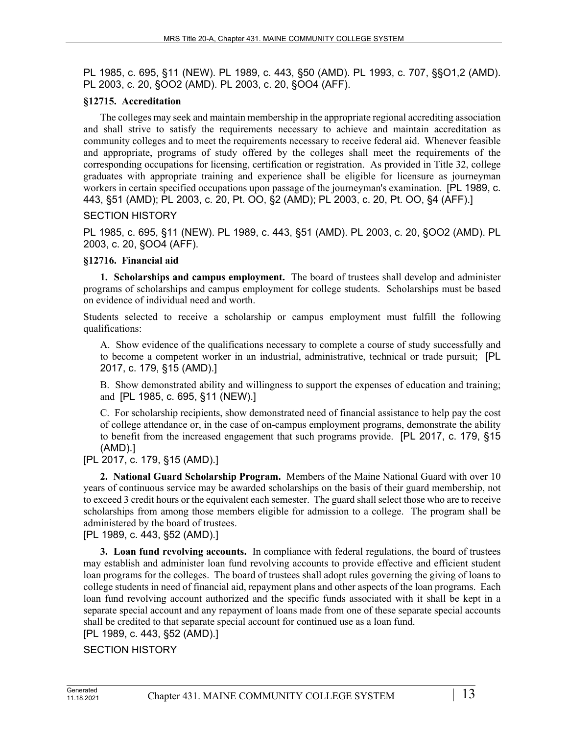PL 1985, c. 695, §11 (NEW). PL 1989, c. 443, §50 (AMD). PL 1993, c. 707, §§O1,2 (AMD). PL 2003, c. 20, §OO2 (AMD). PL 2003, c. 20, §OO4 (AFF).

**§12715. Accreditation**

The colleges may seek and maintain membership in the appropriate regional accrediting association and shall strive to satisfy the requirements necessary to achieve and maintain accreditation as community colleges and to meet the requirements necessary to receive federal aid. Whenever feasible and appropriate, programs of study offered by the colleges shall meet the requirements of the corresponding occupations for licensing, certification or registration. As provided in Title 32, college graduates with appropriate training and experience shall be eligible for licensure as journeyman workers in certain specified occupations upon passage of the journeyman's examination. [PL 1989, c. 443, §51 (AMD); PL 2003, c. 20, Pt. OO, §2 (AMD); PL 2003, c. 20, Pt. OO, §4 (AFF).]

SECTION HISTORY

PL 1985, c. 695, §11 (NEW). PL 1989, c. 443, §51 (AMD). PL 2003, c. 20, §OO2 (AMD). PL 2003, c. 20, §OO4 (AFF).

**§12716. Financial aid**

**1. Scholarships and campus employment.** The board of trustees shall develop and administer programs of scholarships and campus employment for college students. Scholarships must be based on evidence of individual need and worth.

Students selected to receive a scholarship or campus employment must fulfill the following qualifications:

A. Show evidence of the qualifications necessary to complete a course of study successfully and to become a competent worker in an industrial, administrative, technical or trade pursuit; [PL 2017, c. 179, §15 (AMD).]

B. Show demonstrated ability and willingness to support the expenses of education and training; and [PL 1985, c. 695, §11 (NEW).]

C. For scholarship recipients, show demonstrated need of financial assistance to help pay the cost of college attendance or, in the case of on-campus employment programs, demonstrate the ability to benefit from the increased engagement that such programs provide. [PL 2017, c. 179, §15 (AMD).]

[PL 2017, c. 179, §15 (AMD).]

**2. National Guard Scholarship Program.** Members of the Maine National Guard with over 10 years of continuous service may be awarded scholarships on the basis of their guard membership, not to exceed 3 credit hours or the equivalent each semester. The guard shall select those who are to receive scholarships from among those members eligible for admission to a college. The program shall be administered by the board of trustees.

[PL 1989, c. 443, §52 (AMD).]

**3. Loan fund revolving accounts.** In compliance with federal regulations, the board of trustees may establish and administer loan fund revolving accounts to provide effective and efficient student loan programs for the colleges. The board of trustees shall adopt rules governing the giving of loans to college students in need of financial aid, repayment plans and other aspects of the loan programs. Each loan fund revolving account authorized and the specific funds associated with it shall be kept in a separate special account and any repayment of loans made from one of these separate special accounts shall be credited to that separate special account for continued use as a loan fund.

[PL 1989, c. 443, §52 (AMD).]

SECTION HISTORY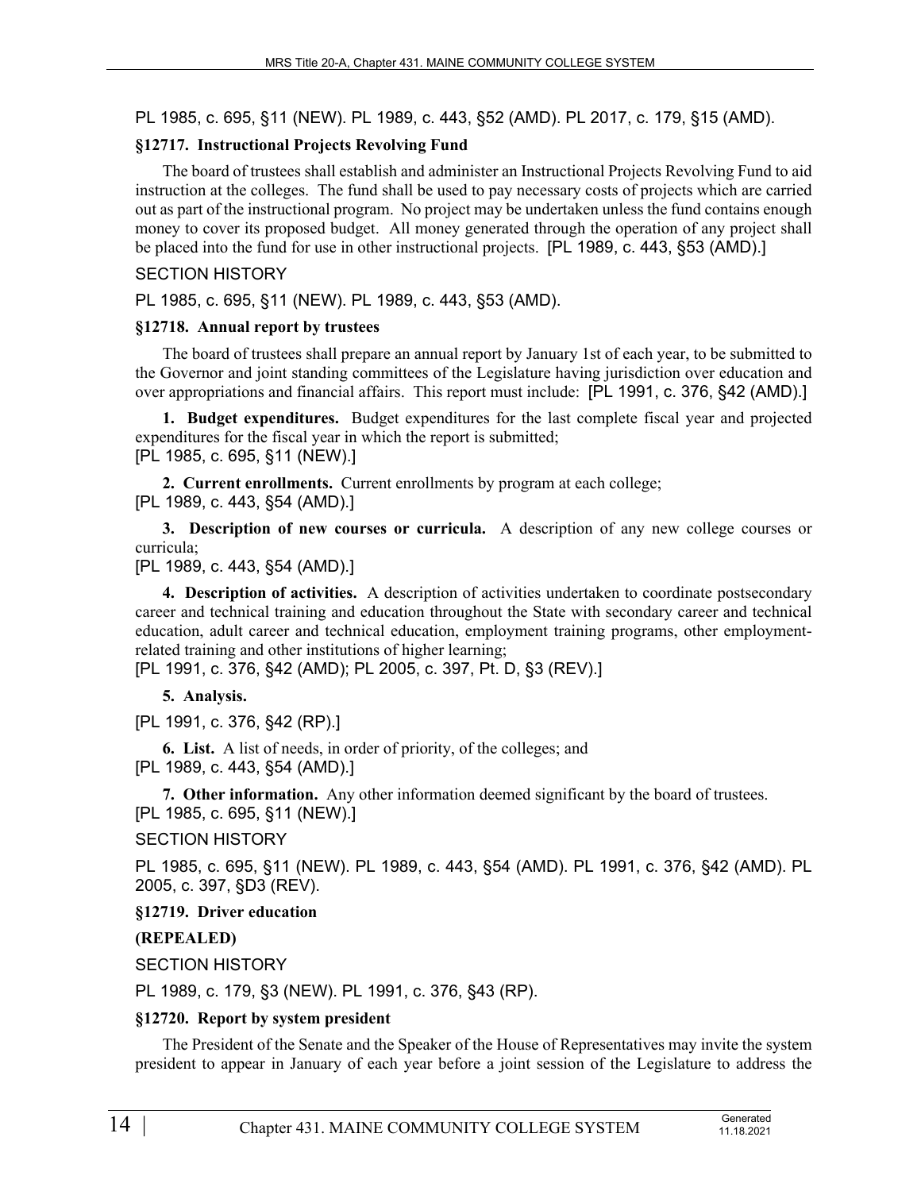PL 1985, c. 695, §11 (NEW). PL 1989, c. 443, §52 (AMD). PL 2017, c. 179, §15 (AMD).

**§12717. Instructional Projects Revolving Fund**

The board of trustees shall establish and administer an Instructional Projects Revolving Fund to aid instruction at the colleges. The fund shall be used to pay necessary costs of projects which are carried out as part of the instructional program. No project may be undertaken unless the fund contains enough money to cover its proposed budget. All money generated through the operation of any project shall be placed into the fund for use in other instructional projects. [PL 1989, c. 443, §53 (AMD).]

SECTION HISTORY

PL 1985, c. 695, §11 (NEW). PL 1989, c. 443, §53 (AMD).

**§12718. Annual report by trustees**

The board of trustees shall prepare an annual report by January 1st of each year, to be submitted to the Governor and joint standing committees of the Legislature having jurisdiction over education and over appropriations and financial affairs. This report must include: [PL 1991, c. 376, §42 (AMD).]

**1. Budget expenditures.** Budget expenditures for the last complete fiscal year and projected expenditures for the fiscal year in which the report is submitted;
[PL 1985, c. 695, §11 (NEW).]

**2. Current enrollments.** Current enrollments by program at each college;
[PL 1989, c. 443, §54 (AMD).]

**3. Description of new courses or curricula.** A description of any new college courses or curricula;
[PL 1989, c. 443, §54 (AMD).]

**4. Description of activities.** A description of activities undertaken to coordinate postsecondary career and technical training and education throughout the State with secondary career and technical education, adult career and technical education, employment training programs, other employment-related training and other institutions of higher learning;
[PL 1991, c. 376, §42 (AMD); PL 2005, c. 397, Pt. D, §3 (REV).]

**5. Analysis.**

[PL 1991, c. 376, §42 (RP).]

**6. List.** A list of needs, in order of priority, of the colleges; and
[PL 1989, c. 443, §54 (AMD).]

**7. Other information.** Any other information deemed significant by the board of trustees.
[PL 1985, c. 695, §11 (NEW).]

SECTION HISTORY

PL 1985, c. 695, §11 (NEW). PL 1989, c. 443, §54 (AMD). PL 1991, c. 376, §42 (AMD). PL 2005, c. 397, §D3 (REV).

**§12719. Driver education**

**(REPEALED)**

SECTION HISTORY

PL 1989, c. 179, §3 (NEW). PL 1991, c. 376, §43 (RP).

**§12720. Report by system president**

The President of the Senate and the Speaker of the House of Representatives may invite the system president to appear in January of each year before a joint session of the Legislature to address the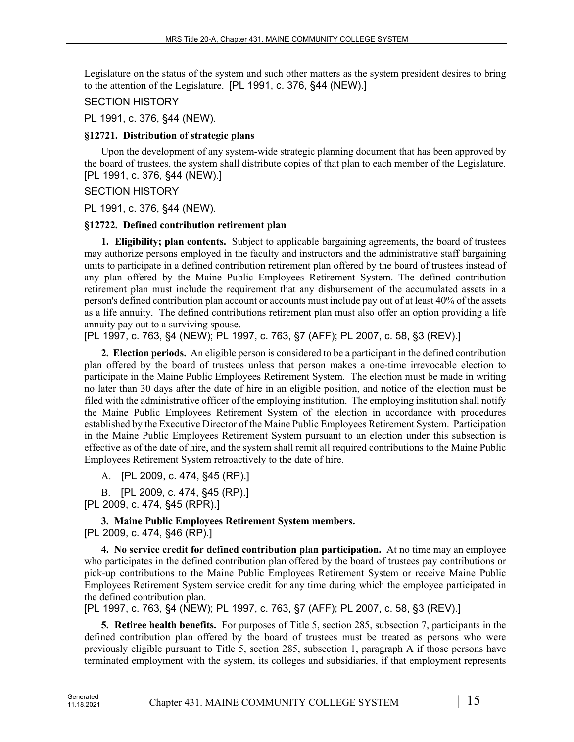Legislature on the status of the system and such other matters as the system president desires to bring to the attention of the Legislature. [PL 1991, c. 376, §44 (NEW).]

SECTION HISTORY

PL 1991, c. 376, §44 (NEW).

**§12721. Distribution of strategic plans**

Upon the development of any system-wide strategic planning document that has been approved by the board of trustees, the system shall distribute copies of that plan to each member of the Legislature. [PL 1991, c. 376, §44 (NEW).]

SECTION HISTORY

PL 1991, c. 376, §44 (NEW).

**§12722. Defined contribution retirement plan**

**1. Eligibility; plan contents.** Subject to applicable bargaining agreements, the board of trustees may authorize persons employed in the faculty and instructors and the administrative staff bargaining units to participate in a defined contribution retirement plan offered by the board of trustees instead of any plan offered by the Maine Public Employees Retirement System. The defined contribution retirement plan must include the requirement that any disbursement of the accumulated assets in a person's defined contribution plan account or accounts must include pay out of at least 40% of the assets as a life annuity. The defined contributions retirement plan must also offer an option providing a life annuity pay out to a surviving spouse.

[PL 1997, c. 763, §4 (NEW); PL 1997, c. 763, §7 (AFF); PL 2007, c. 58, §3 (REV).]

**2. Election periods.** An eligible person is considered to be a participant in the defined contribution plan offered by the board of trustees unless that person makes a one-time irrevocable election to participate in the Maine Public Employees Retirement System. The election must be made in writing no later than 30 days after the date of hire in an eligible position, and notice of the election must be filed with the administrative officer of the employing institution. The employing institution shall notify the Maine Public Employees Retirement System of the election in accordance with procedures established by the Executive Director of the Maine Public Employees Retirement System. Participation in the Maine Public Employees Retirement System pursuant to an election under this subsection is effective as of the date of hire, and the system shall remit all required contributions to the Maine Public Employees Retirement System retroactively to the date of hire.

A. [PL 2009, c. 474, §45 (RP).]

B. [PL 2009, c. 474, §45 (RP).]

[PL 2009, c. 474, §45 (RPR).]

**3. Maine Public Employees Retirement System members.**

[PL 2009, c. 474, §46 (RP).]

**4. No service credit for defined contribution plan participation.** At no time may an employee who participates in the defined contribution plan offered by the board of trustees pay contributions or pick-up contributions to the Maine Public Employees Retirement System or receive Maine Public Employees Retirement System service credit for any time during which the employee participated in the defined contribution plan.

[PL 1997, c. 763, §4 (NEW); PL 1997, c. 763, §7 (AFF); PL 2007, c. 58, §3 (REV).]

**5. Retiree health benefits.** For purposes of Title 5, section 285, subsection 7, participants in the defined contribution plan offered by the board of trustees must be treated as persons who were previously eligible pursuant to Title 5, section 285, subsection 1, paragraph A if those persons have terminated employment with the system, its colleges and subsidiaries, if that employment represents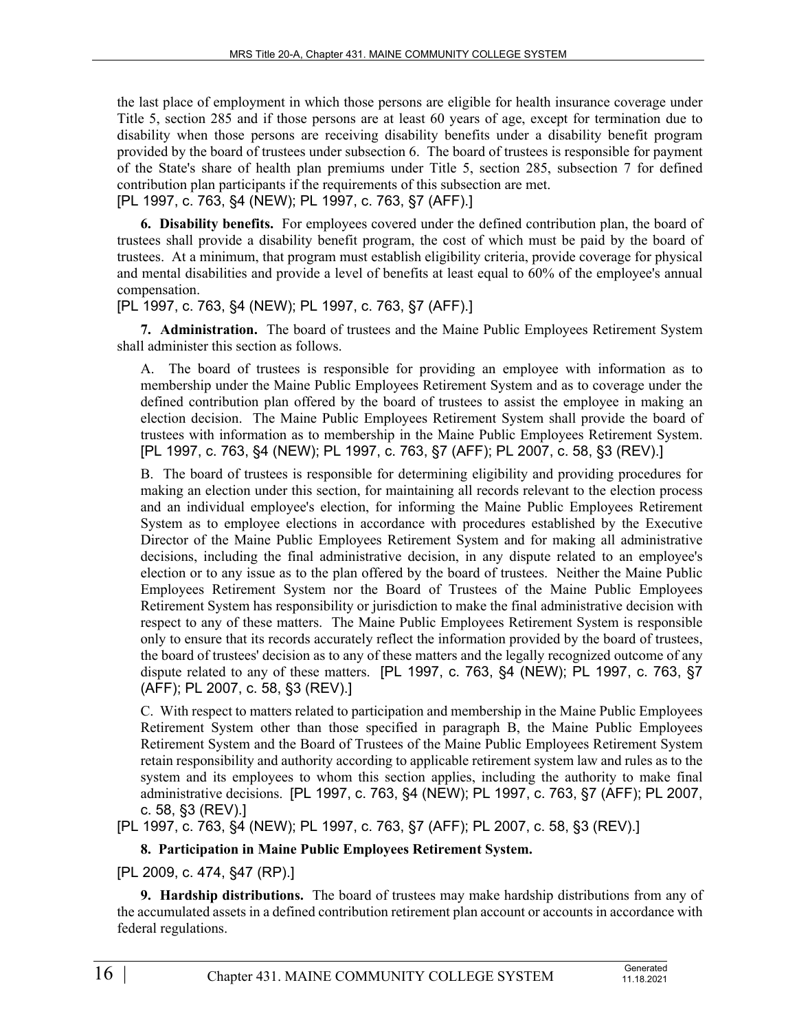the last place of employment in which those persons are eligible for health insurance coverage under Title 5, section 285 and if those persons are at least 60 years of age, except for termination due to disability when those persons are receiving disability benefits under a disability benefit program provided by the board of trustees under subsection 6. The board of trustees is responsible for payment of the State's share of health plan premiums under Title 5, section 285, subsection 7 for defined contribution plan participants if the requirements of this subsection are met.

[PL 1997, c. 763, §4 (NEW); PL 1997, c. 763, §7 (AFF).]

**6. Disability benefits.** For employees covered under the defined contribution plan, the board of trustees shall provide a disability benefit program, the cost of which must be paid by the board of trustees. At a minimum, that program must establish eligibility criteria, provide coverage for physical and mental disabilities and provide a level of benefits at least equal to 60% of the employee's annual compensation.

[PL 1997, c. 763, §4 (NEW); PL 1997, c. 763, §7 (AFF).]

**7. Administration.** The board of trustees and the Maine Public Employees Retirement System shall administer this section as follows.

A. The board of trustees is responsible for providing an employee with information as to membership under the Maine Public Employees Retirement System and as to coverage under the defined contribution plan offered by the board of trustees to assist the employee in making an election decision. The Maine Public Employees Retirement System shall provide the board of trustees with information as to membership in the Maine Public Employees Retirement System. [PL 1997, c. 763, §4 (NEW); PL 1997, c. 763, §7 (AFF); PL 2007, c. 58, §3 (REV).]

B. The board of trustees is responsible for determining eligibility and providing procedures for making an election under this section, for maintaining all records relevant to the election process and an individual employee's election, for informing the Maine Public Employees Retirement System as to employee elections in accordance with procedures established by the Executive Director of the Maine Public Employees Retirement System and for making all administrative decisions, including the final administrative decision, in any dispute related to an employee's election or to any issue as to the plan offered by the board of trustees. Neither the Maine Public Employees Retirement System nor the Board of Trustees of the Maine Public Employees Retirement System has responsibility or jurisdiction to make the final administrative decision with respect to any of these matters. The Maine Public Employees Retirement System is responsible only to ensure that its records accurately reflect the information provided by the board of trustees, the board of trustees' decision as to any of these matters and the legally recognized outcome of any dispute related to any of these matters. [PL 1997, c. 763, §4 (NEW); PL 1997, c. 763, §7 (AFF); PL 2007, c. 58, §3 (REV).]

C. With respect to matters related to participation and membership in the Maine Public Employees Retirement System other than those specified in paragraph B, the Maine Public Employees Retirement System and the Board of Trustees of the Maine Public Employees Retirement System retain responsibility and authority according to applicable retirement system law and rules as to the system and its employees to whom this section applies, including the authority to make final administrative decisions. [PL 1997, c. 763, §4 (NEW); PL 1997, c. 763, §7 (AFF); PL 2007, c. 58, §3 (REV).]

[PL 1997, c. 763, §4 (NEW); PL 1997, c. 763, §7 (AFF); PL 2007, c. 58, §3 (REV).]

**8. Participation in Maine Public Employees Retirement System.**

[PL 2009, c. 474, §47 (RP).]

**9. Hardship distributions.** The board of trustees may make hardship distributions from any of the accumulated assets in a defined contribution retirement plan account or accounts in accordance with federal regulations.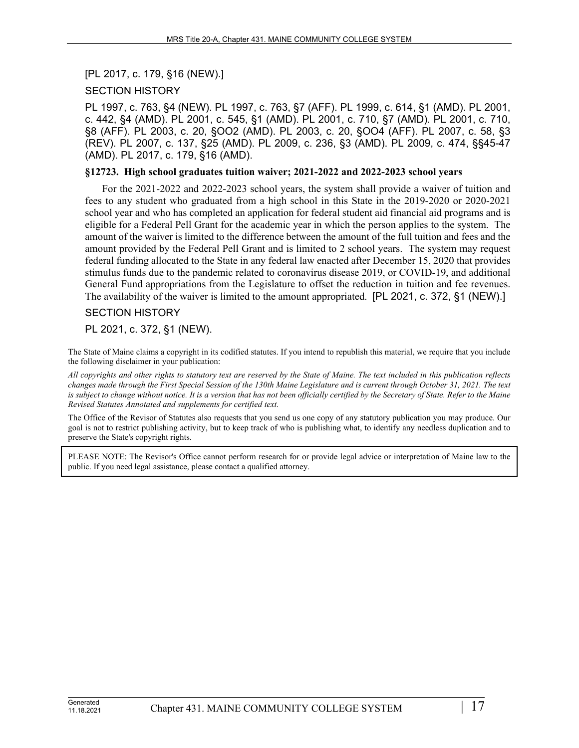[PL 2017, c. 179, §16 (NEW).]

SECTION HISTORY

PL 1997, c. 763, §4 (NEW). PL 1997, c. 763, §7 (AFF). PL 1999, c. 614, §1 (AMD). PL 2001, c. 442, §4 (AMD). PL 2001, c. 545, §1 (AMD). PL 2001, c. 710, §7 (AMD). PL 2001, c. 710, §8 (AFF). PL 2003, c. 20, §OO2 (AMD). PL 2003, c. 20, §OO4 (AFF). PL 2007, c. 58, §3 (REV). PL 2007, c. 137, §25 (AMD). PL 2009, c. 236, §3 (AMD). PL 2009, c. 474, §§45-47 (AMD). PL 2017, c. 179, §16 (AMD).

**§12723. High school graduates tuition waiver; 2021-2022 and 2022-2023 school years**

For the 2021-2022 and 2022-2023 school years, the system shall provide a waiver of tuition and fees to any student who graduated from a high school in this State in the 2019-2020 or 2020-2021 school year and who has completed an application for federal student aid financial aid programs and is eligible for a Federal Pell Grant for the academic year in which the person applies to the system. The amount of the waiver is limited to the difference between the amount of the full tuition and fees and the amount provided by the Federal Pell Grant and is limited to 2 school years. The system may request federal funding allocated to the State in any federal law enacted after December 15, 2020 that provides stimulus funds due to the pandemic related to coronavirus disease 2019, or COVID-19, and additional General Fund appropriations from the Legislature to offset the reduction in tuition and fee revenues. The availability of the waiver is limited to the amount appropriated. [PL 2021, c. 372, §1 (NEW).]

SECTION HISTORY

PL 2021, c. 372, §1 (NEW).

The State of Maine claims a copyright in its codified statutes. If you intend to republish this material, we require that you include the following disclaimer in your publication:

*All copyrights and other rights to statutory text are reserved by the State of Maine. The text included in this publication reflects changes made through the First Special Session of the 130th Maine Legislature and is current through October 31, 2021. The text is subject to change without notice. It is a version that has not been officially certified by the Secretary of State. Refer to the Maine Revised Statutes Annotated and supplements for certified text.*

The Office of the Revisor of Statutes also requests that you send us one copy of any statutory publication you may produce. Our goal is not to restrict publishing activity, but to keep track of who is publishing what, to identify any needless duplication and to preserve the State's copyright rights.

PLEASE NOTE: The Revisor's Office cannot perform research for or provide legal advice or interpretation of Maine law to the public. If you need legal assistance, please contact a qualified attorney.